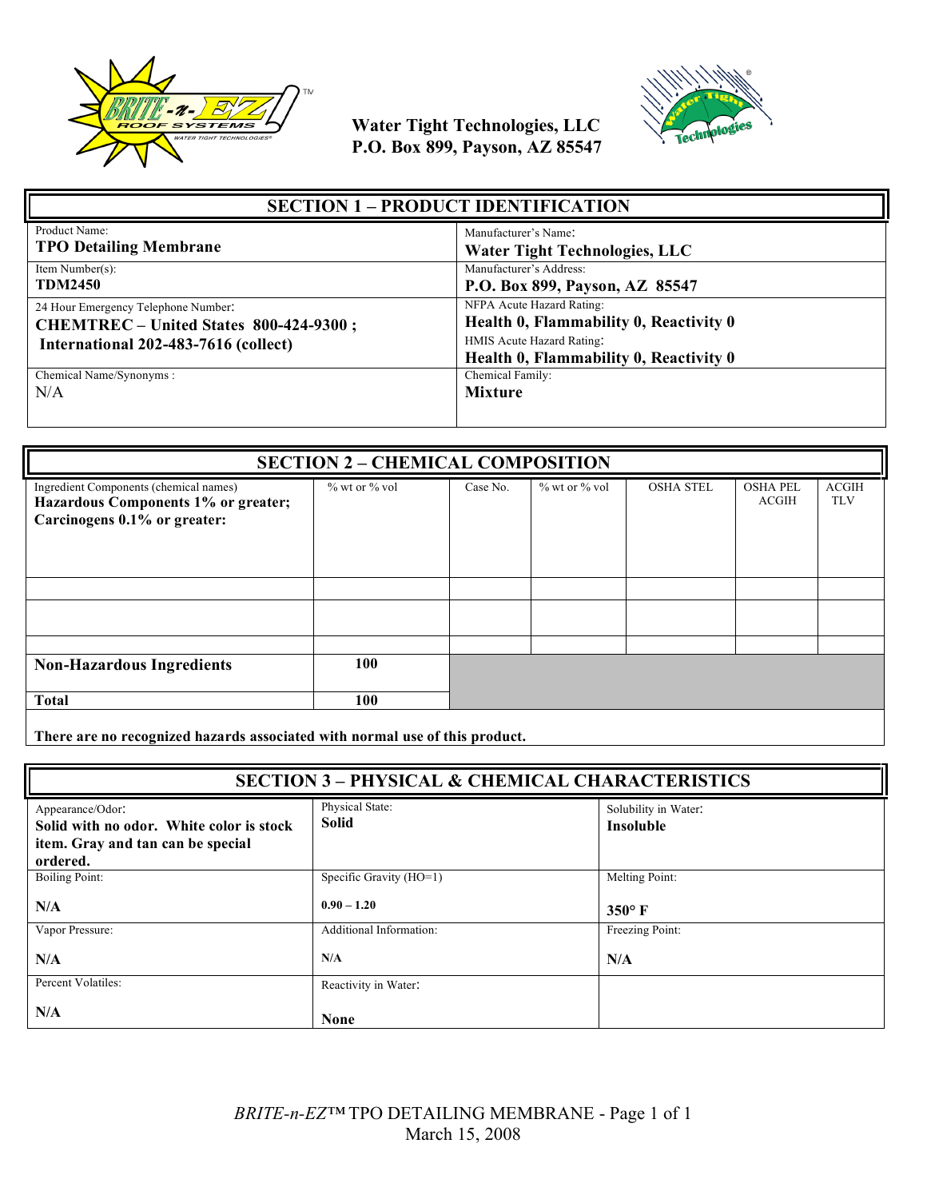Water Tight Technologies, LLC
P.O. Box 899, Payson, AZ 85547

## SECTION 1 – PRODUCT IDENTIFICATION

| | |
|---|---|
| Product Name:<br>**TPO Detailing Membrane** | Manufacturer's Name:<br>**Water Tight Technologies, LLC** |
| Item Number(s):<br>**TDM2450** | Manufacturer's Address:<br>**P.O. Box 899, Payson, AZ 85547** |
| 24 Hour Emergency Telephone Number:<br>**CHEMTREC – United States 800-424-9300 ;**<br>**International 202-483-7616 (collect)** | NFPA Acute Hazard Rating:<br>**Health 0, Flammability 0, Reactivity 0**<br>HMIS Acute Hazard Rating:<br>**Health 0, Flammability 0, Reactivity 0** |
| Chemical Name/Synonyms :<br>N/A | Chemical Family:<br>**Mixture** |

## SECTION 2 – CHEMICAL COMPOSITION

| Ingredient Components (chemical names)<br>**Hazardous Components 1% or greater; Carcinogens 0.1% or greater:** | % wt or % vol | Case No. | % wt or % vol | OSHA STEL | OSHA PEL ACGIH | ACGIH TLV |
|---|---|---|---|---|---|---|
| | | | | | | |
| | | | | | | |
| | | | | | | |
| **Non-Hazardous Ingredients** | **100** | | | | | |
| **Total** | **100** | | | | | |

**There are no recognized hazards associated with normal use of this product.**

## SECTION 3 – PHYSICAL & CHEMICAL CHARACTERISTICS

| | | |
|---|---|---|
| Appearance/Odor:<br>**Solid with no odor. White color is stock item. Gray and tan can be special ordered.** | Physical State:<br>**Solid** | Solubility in Water:<br>**Insoluble** |
| Boiling Point:<br>**N/A** | Specific Gravity (HO=1)<br>**0.90 – 1.20** | Melting Point:<br>**350° F** |
| Vapor Pressure:<br>**N/A** | Additional Information:<br>**N/A** | Freezing Point:<br>**N/A** |
| Percent Volatiles:<br>**N/A** | Reactivity in Water:<br>**None** | |

*BRITE-n-EZ*™ TPO DETAILING MEMBRANE
March 15, 2008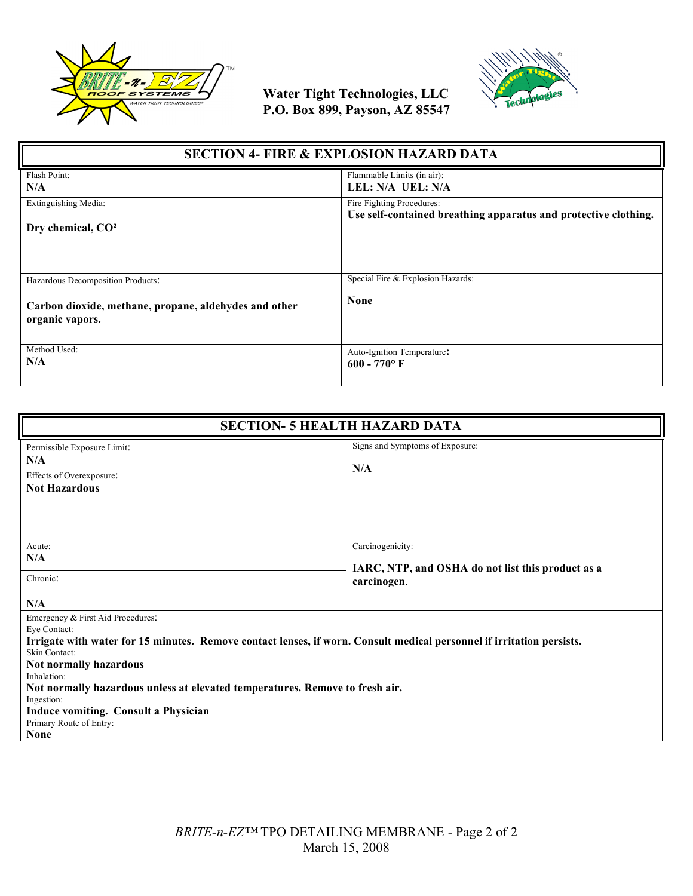Water Tight Technologies, LLC
P.O. Box 899, Payson, AZ 85547

## SECTION 4- FIRE & EXPLOSION HAZARD DATA

| Flash Point: | Flammable Limits (in air): |
|---|---|
| **N/A** | **LEL: N/A UEL: N/A** |

| Extinguishing Media: | Fire Fighting Procedures: |
|---|---|
| **Dry chemical, $CO^2$** | **Use self-contained breathing apparatus and protective clothing.** |

| Hazardous Decomposition Products: | Special Fire & Explosion Hazards: |
|---|---|
| **Carbon dioxide, methane, propane, aldehydes and other organic vapors.** | **None** |

| Method Used: | Auto-Ignition Temperature: |
|---|---|
| **N/A** | **600 - 770° F** |

## SECTION- 5 HEALTH HAZARD DATA

| Permissible Exposure Limit: | Signs and Symptoms of Exposure: |
|---|---|
| **N/A** | **N/A** |
| Effects of Overexposure: **Not Hazardous** | |

| Acute: | Carcinogenicity: |
|---|---|
| **N/A** | **IARC, NTP, and OSHA do not list this product as a carcinogen.** |
| Chronic: **N/A** | |

Emergency & First Aid Procedures:

Eye Contact:
**Irrigate with water for 15 minutes. Remove contact lenses, if worn. Consult medical personnel if irritation persists.**

Skin Contact:
**Not normally hazardous**

Inhalation:
**Not normally hazardous unless at elevated temperatures. Remove to fresh air.**

Ingestion:
**Induce vomiting. Consult a Physician**

Primary Route of Entry:
**None**

*BRITE-n-EZ*™ TPO DETAILING MEMBRANE
March 15, 2008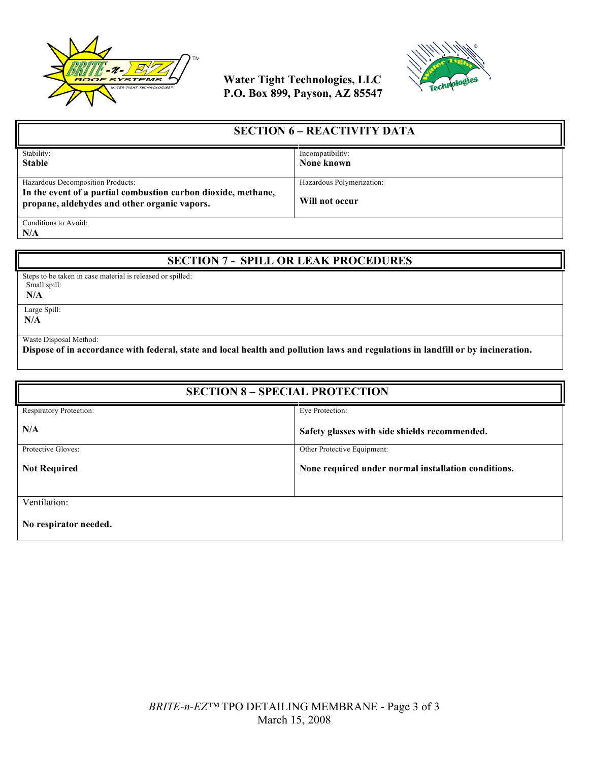Water Tight Technologies, LLC
P.O. Box 899, Payson, AZ 85547

## SECTION 6 – REACTIVITY DATA

| Stability: | Incompatibility: |
|---|---|
| **Stable** | **None known** |
| Hazardous Decomposition Products: **In the event of a partial combustion carbon dioxide, methane, propane, aldehydes and other organic vapors.** | Hazardous Polymerization: **Will not occur** |

Conditions to Avoid:
**N/A**

## SECTION 7 - SPILL OR LEAK PROCEDURES

Steps to be taken in case material is released or spilled:

Small spill:
**N/A**

Large Spill:
**N/A**

Waste Disposal Method:
**Dispose of in accordance with federal, state and local health and pollution laws and regulations in landfill or by incineration.**

## SECTION 8 – SPECIAL PROTECTION

| Respiratory Protection: | Eye Protection: |
|---|---|
| **N/A** | **Safety glasses with side shields recommended.** |
| Protective Gloves: **Not Required** | Other Protective Equipment: **None required under normal installation conditions.** |

Ventilation:

**No respirator needed.**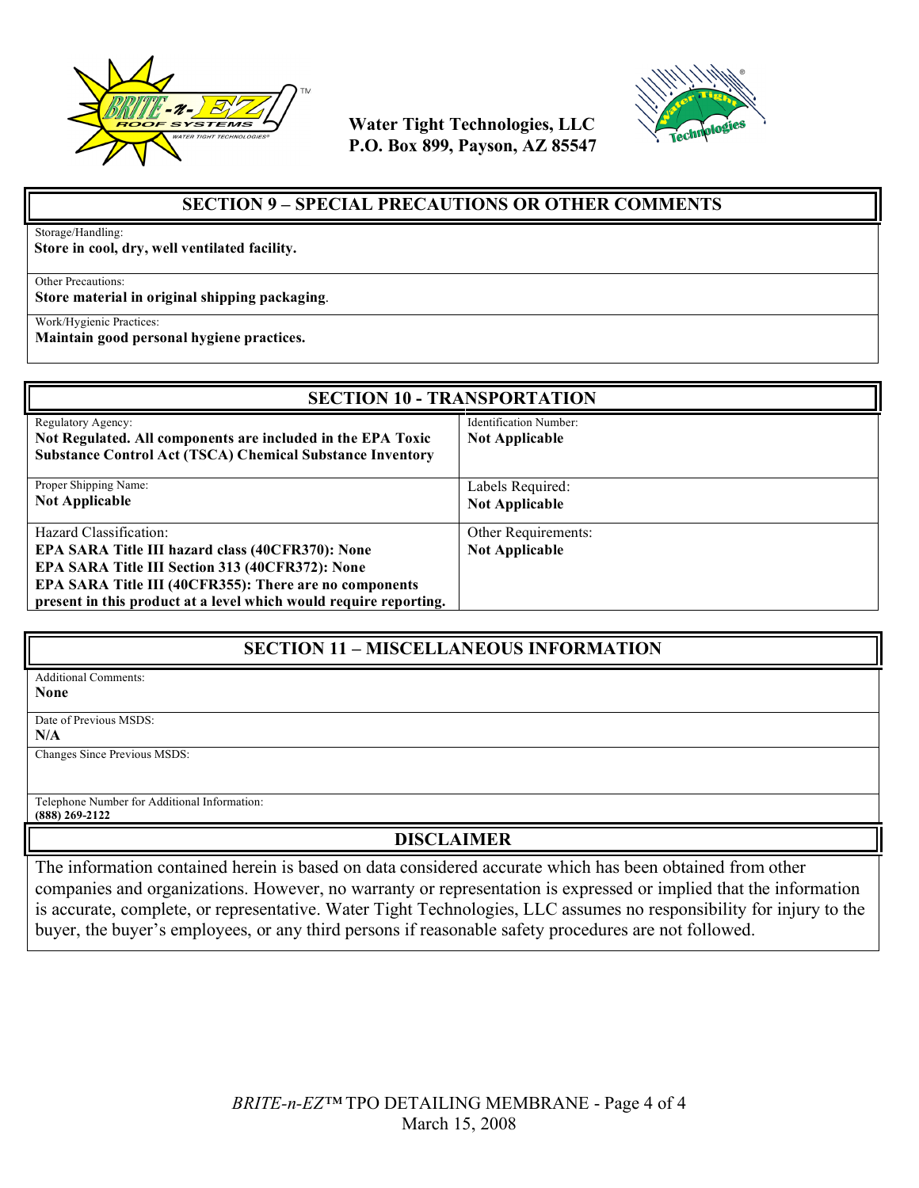Water Tight Technologies, LLC
P.O. Box 899, Payson, AZ 85547

## SECTION 9 – SPECIAL PRECAUTIONS OR OTHER COMMENTS

Storage/Handling:
**Store in cool, dry, well ventilated facility.**

Other Precautions:
**Store material in original shipping packaging**.

Work/Hygienic Practices:
**Maintain good personal hygiene practices.**

## SECTION 10 - TRANSPORTATION

| | |
|---|---|
| Regulatory Agency:<br>**Not Regulated. All components are included in the EPA Toxic Substance Control Act (TSCA) Chemical Substance Inventory** | Identification Number:<br>**Not Applicable** |
| Proper Shipping Name:<br>**Not Applicable** | Labels Required:<br>**Not Applicable** |
| Hazard Classification:<br>**EPA SARA Title III hazard class (40CFR370): None**<br>**EPA SARA Title III Section 313 (40CFR372): None**<br>**EPA SARA Title III (40CFR355): There are no components present in this product at a level which would require reporting.** | Other Requirements:<br>**Not Applicable** |

## SECTION 11 – MISCELLANEOUS INFORMATION

Additional Comments:
**None**

Date of Previous MSDS:
**N/A**

Changes Since Previous MSDS:

Telephone Number for Additional Information:
**(888) 269-2122**

## DISCLAIMER

The information contained herein is based on data considered accurate which has been obtained from other companies and organizations. However, no warranty or representation is expressed or implied that the information is accurate, complete, or representative. Water Tight Technologies, LLC assumes no responsibility for injury to the buyer, the buyer's employees, or any third persons if reasonable safety procedures are not followed.